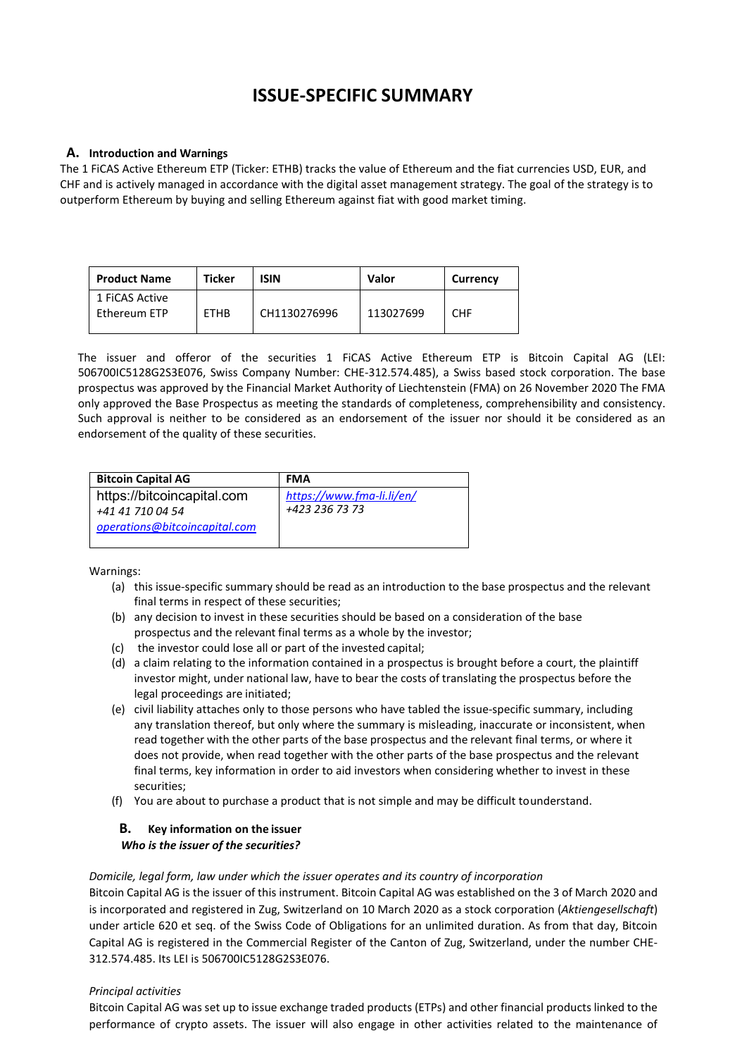# ISSUE-SPECIFIC SUMMARY

## A. Introduction and Warnings

The 1 FiCAS Active Ethereum ETP (Ticker: ETHB) tracks the value of Ethereum and the fiat currencies USD, EUR, and CHF and is actively managed in accordance with the digital asset management strategy. The goal of the strategy is to outperform Ethereum by buying and selling Ethereum against fiat with good market timing.

| Product Name | Ticker | ISIN | Valor | Currency |
|---|---|---|---|---|
| 1 FiCAS Active Ethereum ETP | ETHB | CH1130276996 | 113027699 | CHF |

The issuer and offeror of the securities 1 FiCAS Active Ethereum ETP is Bitcoin Capital AG (LEI: 506700IC5128G2S3E076, Swiss Company Number: CHE-312.574.485), a Swiss based stock corporation. The base prospectus was approved by the Financial Market Authority of Liechtenstein (FMA) on 26 November 2020 The FMA only approved the Base Prospectus as meeting the standards of completeness, comprehensibility and consistency. Such approval is neither to be considered as an endorsement of the issuer nor should it be considered as an endorsement of the quality of these securities.

| Bitcoin Capital AG | FMA |
|---|---|
| https://bitcoincapital.com<br>*+41 41 710 04 54*<br>*operations@bitcoincapital.com* | *https://www.fma-li.li/en/*<br>*+423 236 73 73* |

Warnings:

(a) this issue-specific summary should be read as an introduction to the base prospectus and the relevant final terms in respect of these securities;

(b) any decision to invest in these securities should be based on a consideration of the base prospectus and the relevant final terms as a whole by the investor;

(c) the investor could lose all or part of the invested capital;

(d) a claim relating to the information contained in a prospectus is brought before a court, the plaintiff investor might, under national law, have to bear the costs of translating the prospectus before the legal proceedings are initiated;

(e) civil liability attaches only to those persons who have tabled the issue-specific summary, including any translation thereof, but only where the summary is misleading, inaccurate or inconsistent, when read together with the other parts of the base prospectus and the relevant final terms, or where it does not provide, when read together with the other parts of the base prospectus and the relevant final terms, key information in order to aid investors when considering whether to invest in these securities;

(f) You are about to purchase a product that is not simple and may be difficult tounderstand.

## B. Key information on the issuer

***Who is the issuer of the securities?***

*Domicile, legal form, law under which the issuer operates and its country of incorporation*

Bitcoin Capital AG is the issuer of this instrument. Bitcoin Capital AG was established on the 3 of March 2020 and is incorporated and registered in Zug, Switzerland on 10 March 2020 as a stock corporation (*Aktiengesellschaft*) under article 620 et seq. of the Swiss Code of Obligations for an unlimited duration. As from that day, Bitcoin Capital AG is registered in the Commercial Register of the Canton of Zug, Switzerland, under the number CHE-312.574.485. Its LEI is 506700IC5128G2S3E076.

*Principal activities*

Bitcoin Capital AG was set up to issue exchange traded products (ETPs) and other financial products linked to the performance of crypto assets. The issuer will also engage in other activities related to the maintenance of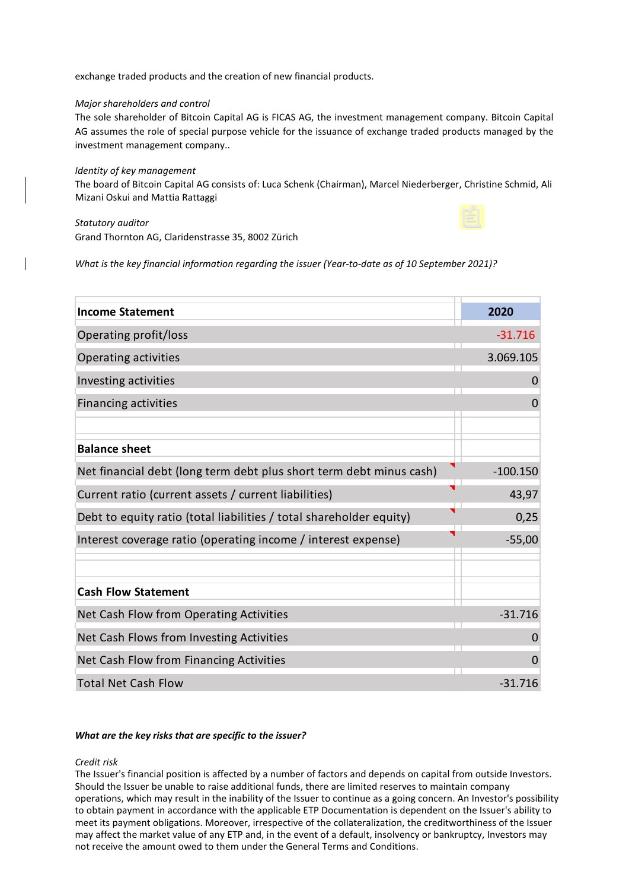exchange traded products and the creation of new financial products.

*Major shareholders and control*

The sole shareholder of Bitcoin Capital AG is FICAS AG, the investment management company. Bitcoin Capital AG assumes the role of special purpose vehicle for the issuance of exchange traded products managed by the investment management company..

*Identity of key management*

The board of Bitcoin Capital AG consists of: Luca Schenk (Chairman), Marcel Niederberger, Christine Schmid, Ali Mizani Oskui and Mattia Rattaggi

*Statutory auditor*

Grand Thornton AG, Claridenstrasse 35, 8002 Zürich

*What is the key financial information regarding the issuer (Year-to-date as of 10 September 2021)?*

| **Income Statement** | **2020** |
|---|---|
| Operating profit/loss | -31.716 |
| Operating activities | 3.069.105 |
| Investing activities | 0 |
| Financing activities | 0 |
| | |
| **Balance sheet** | |
| Net financial debt (long term debt plus short term debt minus cash) | -100.150 |
| Current ratio (current assets / current liabilities) | 43,97 |
| Debt to equity ratio (total liabilities / total shareholder equity) | 0,25 |
| Interest coverage ratio (operating income / interest expense) | -55,00 |
| | |
| **Cash Flow Statement** | |
| Net Cash Flow from Operating Activities | -31.716 |
| Net Cash Flows from Investing Activities | 0 |
| Net Cash Flow from Financing Activities | 0 |
| Total Net Cash Flow | -31.716 |

***What are the key risks that are specific to the issuer?***

*Credit risk*

The Issuer's financial position is affected by a number of factors and depends on capital from outside Investors. Should the Issuer be unable to raise additional funds, there are limited reserves to maintain company operations, which may result in the inability of the Issuer to continue as a going concern. An Investor's possibility to obtain payment in accordance with the applicable ETP Documentation is dependent on the Issuer's ability to meet its payment obligations. Moreover, irrespective of the collateralization, the creditworthiness of the Issuer may affect the market value of any ETP and, in the event of a default, insolvency or bankruptcy, Investors may not receive the amount owed to them under the General Terms and Conditions.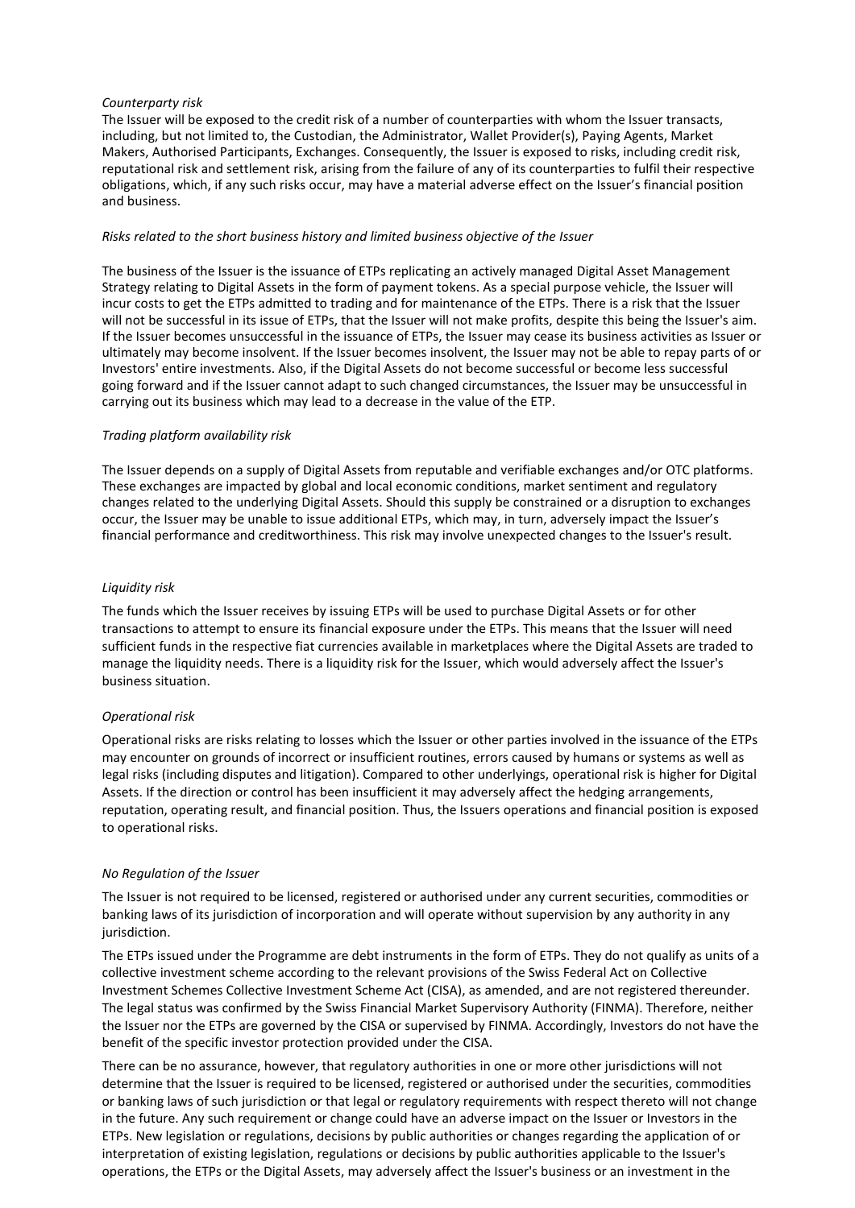*Counterparty risk*

The Issuer will be exposed to the credit risk of a number of counterparties with whom the Issuer transacts, including, but not limited to, the Custodian, the Administrator, Wallet Provider(s), Paying Agents, Market Makers, Authorised Participants, Exchanges. Consequently, the Issuer is exposed to risks, including credit risk, reputational risk and settlement risk, arising from the failure of any of its counterparties to fulfil their respective obligations, which, if any such risks occur, may have a material adverse effect on the Issuer's financial position and business.

*Risks related to the short business history and limited business objective of the Issuer*

The business of the Issuer is the issuance of ETPs replicating an actively managed Digital Asset Management Strategy relating to Digital Assets in the form of payment tokens. As a special purpose vehicle, the Issuer will incur costs to get the ETPs admitted to trading and for maintenance of the ETPs. There is a risk that the Issuer will not be successful in its issue of ETPs, that the Issuer will not make profits, despite this being the Issuer's aim. If the Issuer becomes unsuccessful in the issuance of ETPs, the Issuer may cease its business activities as Issuer or ultimately may become insolvent. If the Issuer becomes insolvent, the Issuer may not be able to repay parts of or Investors' entire investments. Also, if the Digital Assets do not become successful or become less successful going forward and if the Issuer cannot adapt to such changed circumstances, the Issuer may be unsuccessful in carrying out its business which may lead to a decrease in the value of the ETP.

*Trading platform availability risk*

The Issuer depends on a supply of Digital Assets from reputable and verifiable exchanges and/or OTC platforms. These exchanges are impacted by global and local economic conditions, market sentiment and regulatory changes related to the underlying Digital Assets. Should this supply be constrained or a disruption to exchanges occur, the Issuer may be unable to issue additional ETPs, which may, in turn, adversely impact the Issuer's financial performance and creditworthiness. This risk may involve unexpected changes to the Issuer's result.

*Liquidity risk*

The funds which the Issuer receives by issuing ETPs will be used to purchase Digital Assets or for other transactions to attempt to ensure its financial exposure under the ETPs. This means that the Issuer will need sufficient funds in the respective fiat currencies available in marketplaces where the Digital Assets are traded to manage the liquidity needs. There is a liquidity risk for the Issuer, which would adversely affect the Issuer's business situation.

*Operational risk*

Operational risks are risks relating to losses which the Issuer or other parties involved in the issuance of the ETPs may encounter on grounds of incorrect or insufficient routines, errors caused by humans or systems as well as legal risks (including disputes and litigation). Compared to other underlyings, operational risk is higher for Digital Assets. If the direction or control has been insufficient it may adversely affect the hedging arrangements, reputation, operating result, and financial position. Thus, the Issuers operations and financial position is exposed to operational risks.

*No Regulation of the Issuer*

The Issuer is not required to be licensed, registered or authorised under any current securities, commodities or banking laws of its jurisdiction of incorporation and will operate without supervision by any authority in any jurisdiction.

The ETPs issued under the Programme are debt instruments in the form of ETPs. They do not qualify as units of a collective investment scheme according to the relevant provisions of the Swiss Federal Act on Collective Investment Schemes Collective Investment Scheme Act (CISA), as amended, and are not registered thereunder. The legal status was confirmed by the Swiss Financial Market Supervisory Authority (FINMA). Therefore, neither the Issuer nor the ETPs are governed by the CISA or supervised by FINMA. Accordingly, Investors do not have the benefit of the specific investor protection provided under the CISA.

There can be no assurance, however, that regulatory authorities in one or more other jurisdictions will not determine that the Issuer is required to be licensed, registered or authorised under the securities, commodities or banking laws of such jurisdiction or that legal or regulatory requirements with respect thereto will not change in the future. Any such requirement or change could have an adverse impact on the Issuer or Investors in the ETPs. New legislation or regulations, decisions by public authorities or changes regarding the application of or interpretation of existing legislation, regulations or decisions by public authorities applicable to the Issuer's operations, the ETPs or the Digital Assets, may adversely affect the Issuer's business or an investment in the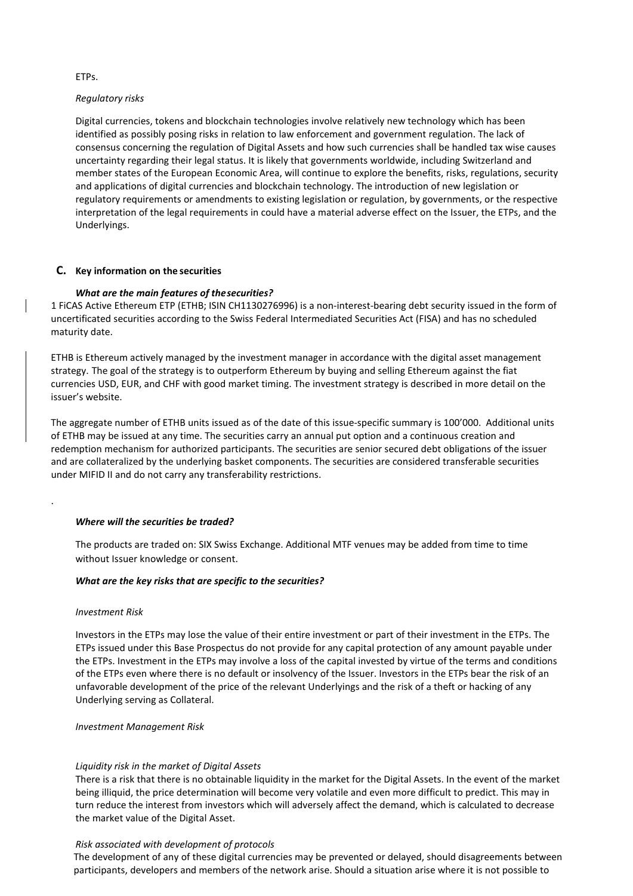ETPs.

*Regulatory risks*

Digital currencies, tokens and blockchain technologies involve relatively new technology which has been identified as possibly posing risks in relation to law enforcement and government regulation. The lack of consensus concerning the regulation of Digital Assets and how such currencies shall be handled tax wise causes uncertainty regarding their legal status. It is likely that governments worldwide, including Switzerland and member states of the European Economic Area, will continue to explore the benefits, risks, regulations, security and applications of digital currencies and blockchain technology. The introduction of new legislation or regulatory requirements or amendments to existing legislation or regulation, by governments, or the respective interpretation of the legal requirements in could have a material adverse effect on the Issuer, the ETPs, and the Underlyings.

## C. Key information on the securities

***What are the main features of the securities?***

1 FiCAS Active Ethereum ETP (ETHB; ISIN CH1130276996) is a non-interest-bearing debt security issued in the form of uncertificated securities according to the Swiss Federal Intermediated Securities Act (FISA) and has no scheduled maturity date.

ETHB is Ethereum actively managed by the investment manager in accordance with the digital asset management strategy. The goal of the strategy is to outperform Ethereum by buying and selling Ethereum against the fiat currencies USD, EUR, and CHF with good market timing. The investment strategy is described in more detail on the issuer's website.

The aggregate number of ETHB units issued as of the date of this issue-specific summary is 100'000. Additional units of ETHB may be issued at any time. The securities carry an annual put option and a continuous creation and redemption mechanism for authorized participants. The securities are senior secured debt obligations of the issuer and are collateralized by the underlying basket components. The securities are considered transferable securities under MIFID II and do not carry any transferability restrictions.

.

***Where will the securities be traded?***

The products are traded on: SIX Swiss Exchange. Additional MTF venues may be added from time to time without Issuer knowledge or consent.

***What are the key risks that are specific to the securities?***

*Investment Risk*

Investors in the ETPs may lose the value of their entire investment or part of their investment in the ETPs. The ETPs issued under this Base Prospectus do not provide for any capital protection of any amount payable under the ETPs. Investment in the ETPs may involve a loss of the capital invested by virtue of the terms and conditions of the ETPs even where there is no default or insolvency of the Issuer. Investors in the ETPs bear the risk of an unfavorable development of the price of the relevant Underlyings and the risk of a theft or hacking of any Underlying serving as Collateral.

*Investment Management Risk*

*Liquidity risk in the market of Digital Assets*

There is a risk that there is no obtainable liquidity in the market for the Digital Assets. In the event of the market being illiquid, the price determination will become very volatile and even more difficult to predict. This may in turn reduce the interest from investors which will adversely affect the demand, which is calculated to decrease the market value of the Digital Asset.

*Risk associated with development of protocols*

The development of any of these digital currencies may be prevented or delayed, should disagreements between participants, developers and members of the network arise. Should a situation arise where it is not possible to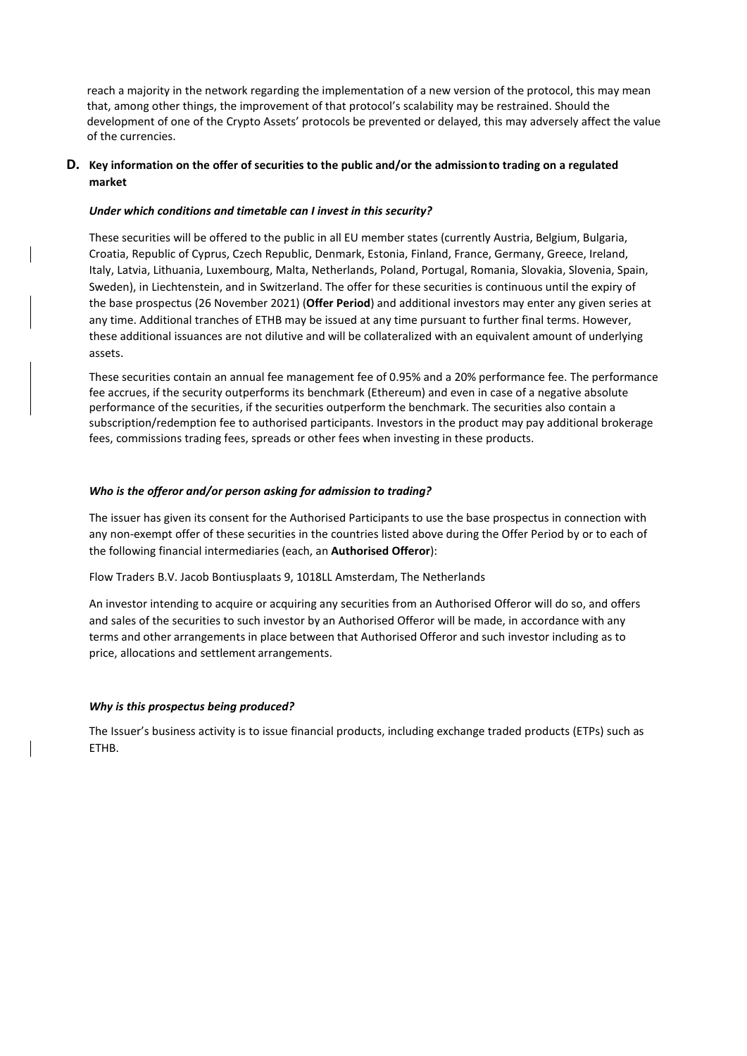reach a majority in the network regarding the implementation of a new version of the protocol, this may mean that, among other things, the improvement of that protocol's scalability may be restrained. Should the development of one of the Crypto Assets' protocols be prevented or delayed, this may adversely affect the value of the currencies.

## D. Key information on the offer of securities to the public and/or the admission to trading on a regulated market

***Under which conditions and timetable can I invest in this security?***

These securities will be offered to the public in all EU member states (currently Austria, Belgium, Bulgaria, Croatia, Republic of Cyprus, Czech Republic, Denmark, Estonia, Finland, France, Germany, Greece, Ireland, Italy, Latvia, Lithuania, Luxembourg, Malta, Netherlands, Poland, Portugal, Romania, Slovakia, Slovenia, Spain, Sweden), in Liechtenstein, and in Switzerland. The offer for these securities is continuous until the expiry of the base prospectus (26 November 2021) (**Offer Period**) and additional investors may enter any given series at any time. Additional tranches of ETHB may be issued at any time pursuant to further final terms. However, these additional issuances are not dilutive and will be collateralized with an equivalent amount of underlying assets.

These securities contain an annual fee management fee of 0.95% and a 20% performance fee. The performance fee accrues, if the security outperforms its benchmark (Ethereum) and even in case of a negative absolute performance of the securities, if the securities outperform the benchmark. The securities also contain a subscription/redemption fee to authorised participants. Investors in the product may pay additional brokerage fees, commissions trading fees, spreads or other fees when investing in these products.

***Who is the offeror and/or person asking for admission to trading?***

The issuer has given its consent for the Authorised Participants to use the base prospectus in connection with any non-exempt offer of these securities in the countries listed above during the Offer Period by or to each of the following financial intermediaries (each, an **Authorised Offeror**):

Flow Traders B.V. Jacob Bontiusplaats 9, 1018LL Amsterdam, The Netherlands

An investor intending to acquire or acquiring any securities from an Authorised Offeror will do so, and offers and sales of the securities to such investor by an Authorised Offeror will be made, in accordance with any terms and other arrangements in place between that Authorised Offeror and such investor including as to price, allocations and settlement arrangements.

***Why is this prospectus being produced?***

The Issuer's business activity is to issue financial products, including exchange traded products (ETPs) such as ETHB.